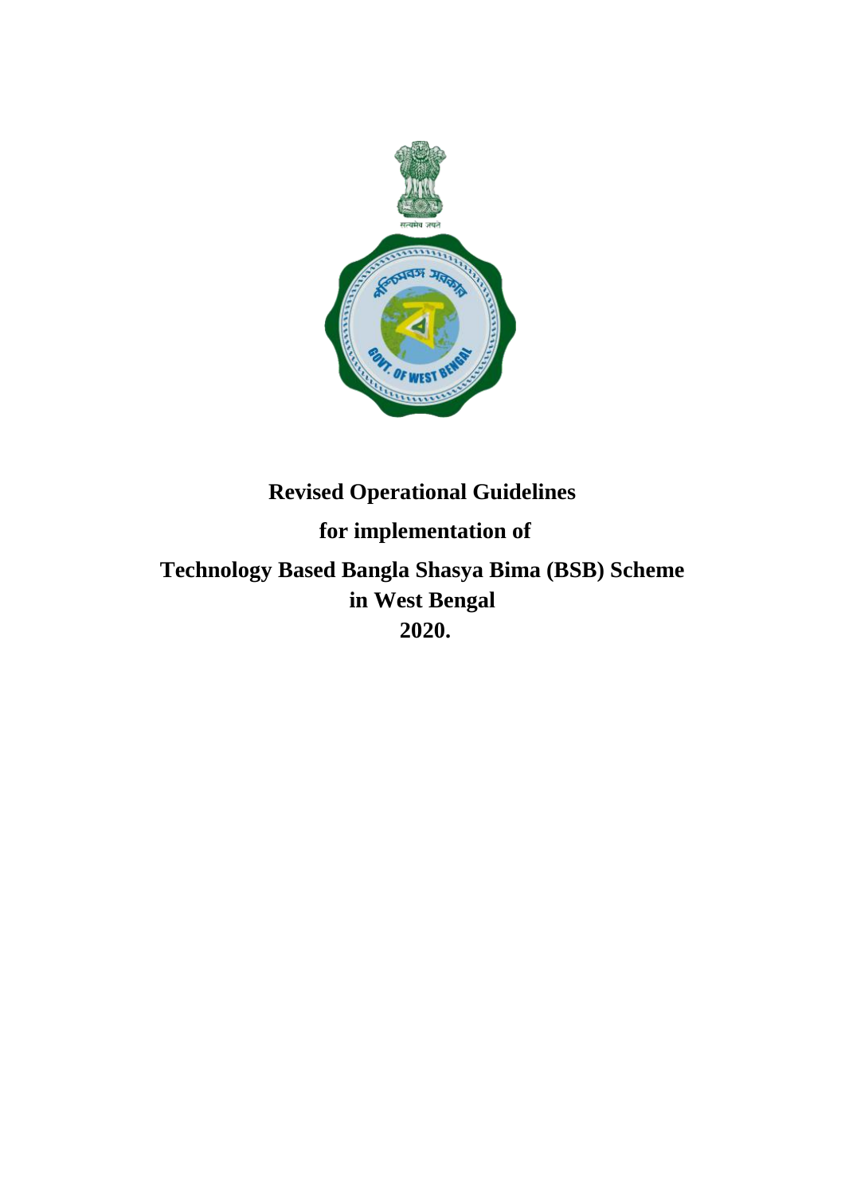# Revised Operational Guidelines

## for implementation of

## Technology Based Bangla Shasya Bima (BSB) Scheme in West Bengal

## 2020.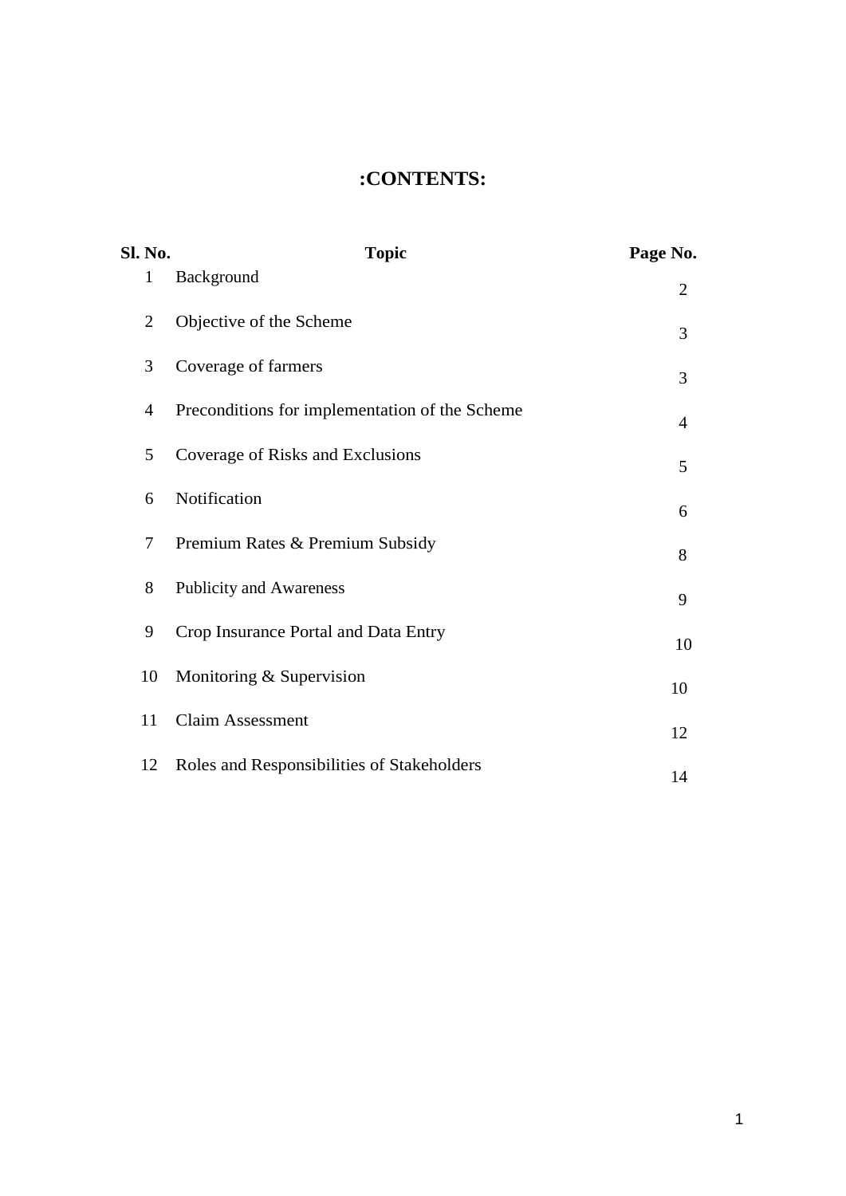# :CONTENTS:

| Sl. No. | Topic | Page No. |
|---|---|---|
| 1 | Background | 2 |
| 2 | Objective of the Scheme | 3 |
| 3 | Coverage of farmers | 3 |
| 4 | Preconditions for implementation of the Scheme | 4 |
| 5 | Coverage of Risks and Exclusions | 5 |
| 6 | Notification | 6 |
| 7 | Premium Rates & Premium Subsidy | 8 |
| 8 | Publicity and Awareness | 9 |
| 9 | Crop Insurance Portal and Data Entry | 10 |
| 10 | Monitoring & Supervision | 10 |
| 11 | Claim Assessment | 12 |
| 12 | Roles and Responsibilities of Stakeholders | 14 |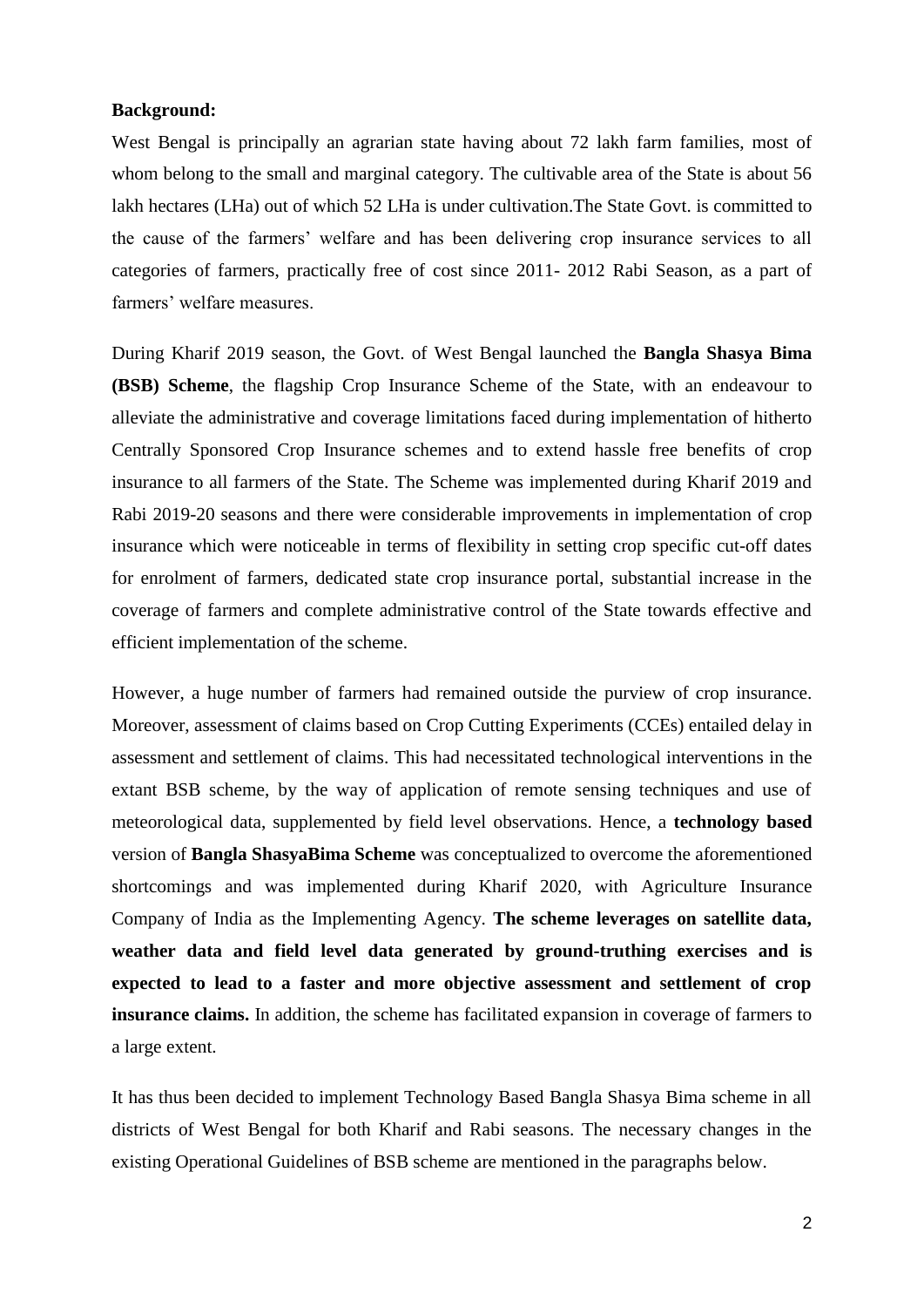**Background:**

West Bengal is principally an agrarian state having about 72 lakh farm families, most of whom belong to the small and marginal category. The cultivable area of the State is about 56 lakh hectares (LHa) out of which 52 LHa is under cultivation.The State Govt. is committed to the cause of the farmers' welfare and has been delivering crop insurance services to all categories of farmers, practically free of cost since 2011- 2012 Rabi Season, as a part of farmers' welfare measures.

During Kharif 2019 season, the Govt. of West Bengal launched the **Bangla Shasya Bima (BSB) Scheme**, the flagship Crop Insurance Scheme of the State, with an endeavour to alleviate the administrative and coverage limitations faced during implementation of hitherto Centrally Sponsored Crop Insurance schemes and to extend hassle free benefits of crop insurance to all farmers of the State. The Scheme was implemented during Kharif 2019 and Rabi 2019-20 seasons and there were considerable improvements in implementation of crop insurance which were noticeable in terms of flexibility in setting crop specific cut-off dates for enrolment of farmers, dedicated state crop insurance portal, substantial increase in the coverage of farmers and complete administrative control of the State towards effective and efficient implementation of the scheme.

However, a huge number of farmers had remained outside the purview of crop insurance. Moreover, assessment of claims based on Crop Cutting Experiments (CCEs) entailed delay in assessment and settlement of claims. This had necessitated technological interventions in the extant BSB scheme, by the way of application of remote sensing techniques and use of meteorological data, supplemented by field level observations. Hence, a **technology based** version of **Bangla ShasyaBima Scheme** was conceptualized to overcome the aforementioned shortcomings and was implemented during Kharif 2020, with Agriculture Insurance Company of India as the Implementing Agency. **The scheme leverages on satellite data, weather data and field level data generated by ground-truthing exercises and is expected to lead to a faster and more objective assessment and settlement of crop insurance claims.** In addition, the scheme has facilitated expansion in coverage of farmers to a large extent.

It has thus been decided to implement Technology Based Bangla Shasya Bima scheme in all districts of West Bengal for both Kharif and Rabi seasons. The necessary changes in the existing Operational Guidelines of BSB scheme are mentioned in the paragraphs below.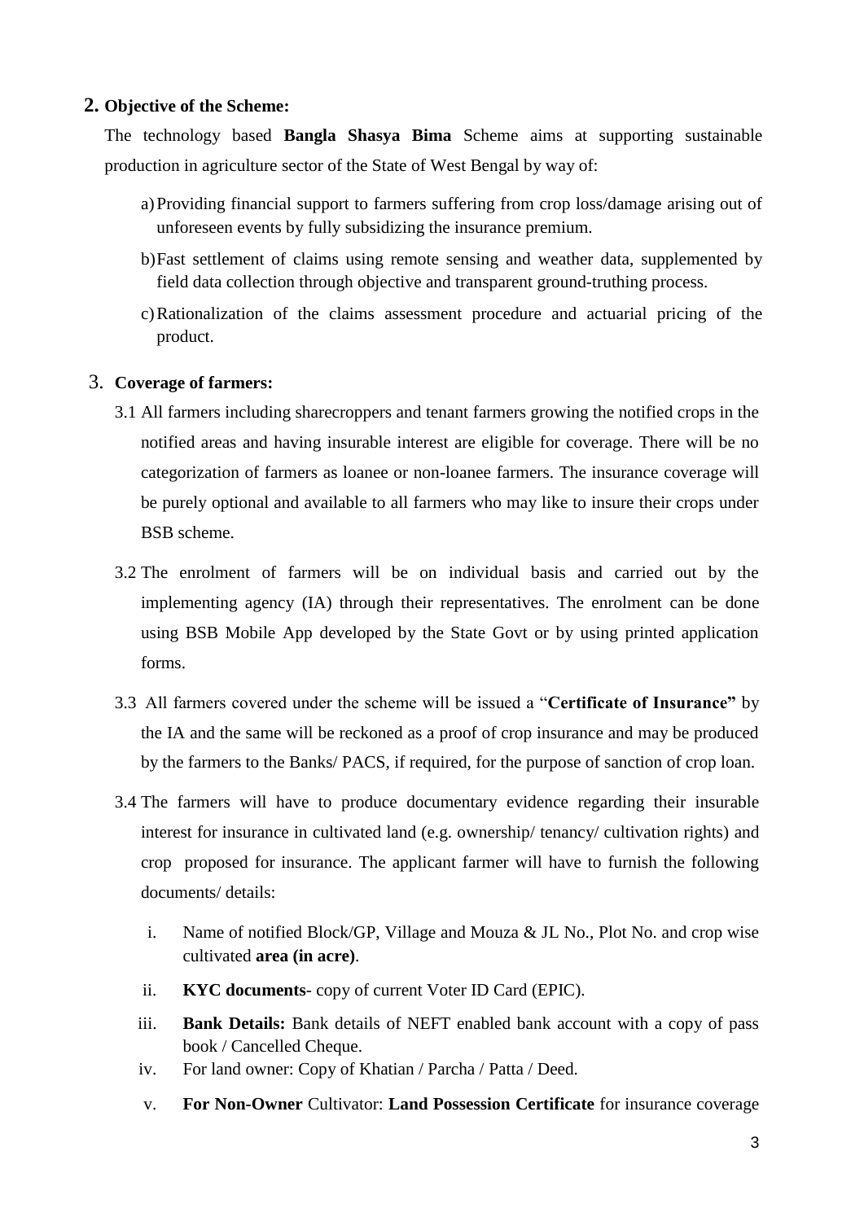## 2. Objective of the Scheme:

The technology based **Bangla Shasya Bima** Scheme aims at supporting sustainable production in agriculture sector of the State of West Bengal by way of:

a) Providing financial support to farmers suffering from crop loss/damage arising out of unforeseen events by fully subsidizing the insurance premium.

b) Fast settlement of claims using remote sensing and weather data, supplemented by field data collection through objective and transparent ground-truthing process.

c) Rationalization of the claims assessment procedure and actuarial pricing of the product.

## 3. Coverage of farmers:

3.1 All farmers including sharecroppers and tenant farmers growing the notified crops in the notified areas and having insurable interest are eligible for coverage. There will be no categorization of farmers as loanee or non-loanee farmers. The insurance coverage will be purely optional and available to all farmers who may like to insure their crops under BSB scheme.

3.2 The enrolment of farmers will be on individual basis and carried out by the implementing agency (IA) through their representatives. The enrolment can be done using BSB Mobile App developed by the State Govt or by using printed application forms.

3.3 All farmers covered under the scheme will be issued a "**Certificate of Insurance"** by the IA and the same will be reckoned as a proof of crop insurance and may be produced by the farmers to the Banks/ PACS, if required, for the purpose of sanction of crop loan.

3.4 The farmers will have to produce documentary evidence regarding their insurable interest for insurance in cultivated land (e.g. ownership/ tenancy/ cultivation rights) and crop proposed for insurance. The applicant farmer will have to furnish the following documents/ details:

i. Name of notified Block/GP, Village and Mouza & JL No., Plot No. and crop wise cultivated **area (in acre)**.

ii. **KYC documents**- copy of current Voter ID Card (EPIC).

iii. **Bank Details:** Bank details of NEFT enabled bank account with a copy of pass book / Cancelled Cheque.

iv. For land owner: Copy of Khatian / Parcha / Patta / Deed.

v. **For Non-Owner** Cultivator: **Land Possession Certificate** for insurance coverage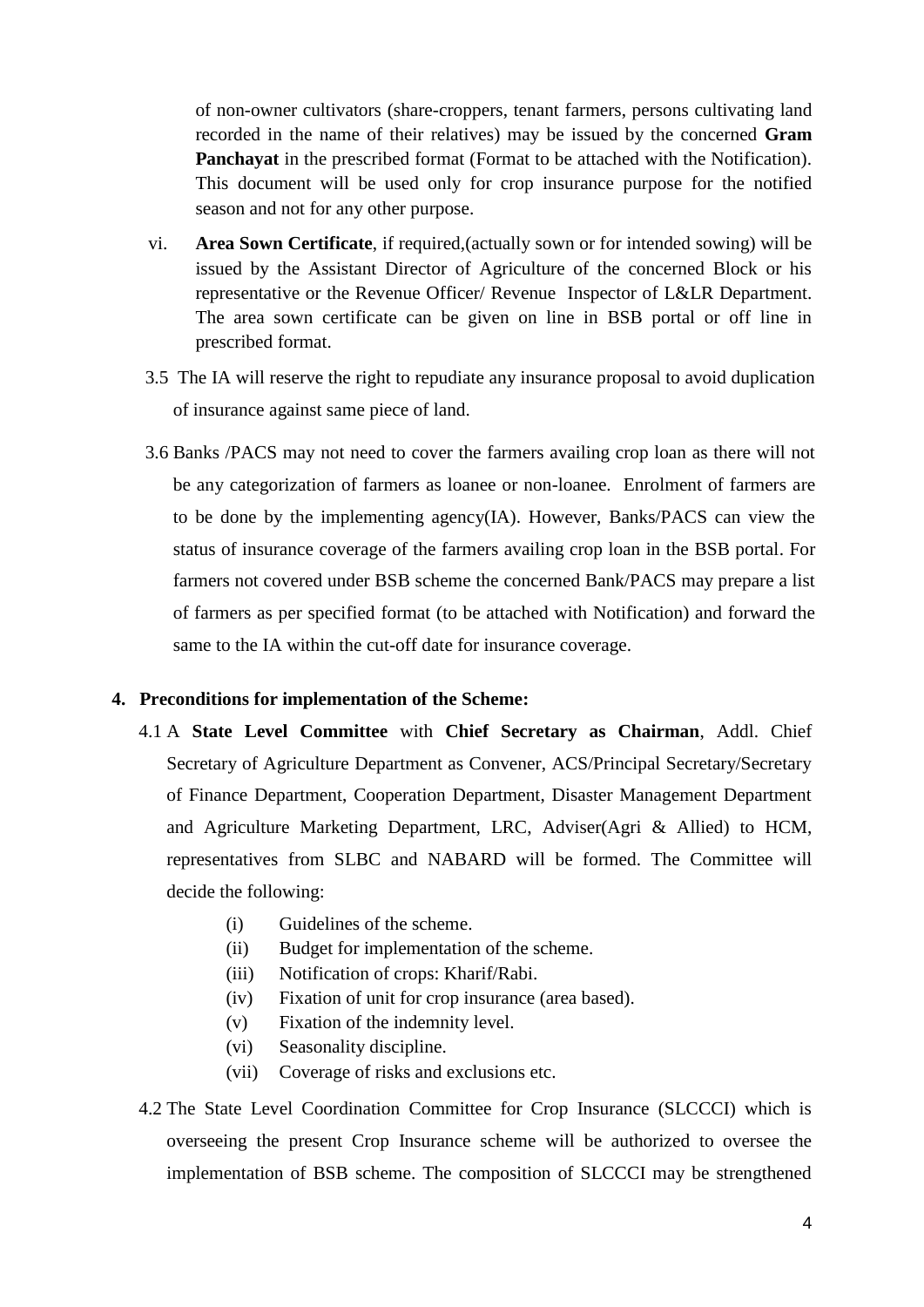of non-owner cultivators (share-croppers, tenant farmers, persons cultivating land recorded in the name of their relatives) may be issued by the concerned **Gram Panchayat** in the prescribed format (Format to be attached with the Notification). This document will be used only for crop insurance purpose for the notified season and not for any other purpose.

vi. **Area Sown Certificate**, if required,(actually sown or for intended sowing) will be issued by the Assistant Director of Agriculture of the concerned Block or his representative or the Revenue Officer/ Revenue Inspector of L&LR Department. The area sown certificate can be given on line in BSB portal or off line in prescribed format.

3.5 The IA will reserve the right to repudiate any insurance proposal to avoid duplication of insurance against same piece of land.

3.6 Banks /PACS may not need to cover the farmers availing crop loan as there will not be any categorization of farmers as loanee or non-loanee. Enrolment of farmers are to be done by the implementing agency(IA). However, Banks/PACS can view the status of insurance coverage of the farmers availing crop loan in the BSB portal. For farmers not covered under BSB scheme the concerned Bank/PACS may prepare a list of farmers as per specified format (to be attached with Notification) and forward the same to the IA within the cut-off date for insurance coverage.

**4. Preconditions for implementation of the Scheme:**

4.1 A **State Level Committee** with **Chief Secretary as Chairman**, Addl. Chief Secretary of Agriculture Department as Convener, ACS/Principal Secretary/Secretary of Finance Department, Cooperation Department, Disaster Management Department and Agriculture Marketing Department, LRC, Adviser(Agri & Allied) to HCM, representatives from SLBC and NABARD will be formed. The Committee will decide the following:

(i) Guidelines of the scheme.
(ii) Budget for implementation of the scheme.
(iii) Notification of crops: Kharif/Rabi.
(iv) Fixation of unit for crop insurance (area based).
(v) Fixation of the indemnity level.
(vi) Seasonality discipline.
(vii) Coverage of risks and exclusions etc.

4.2 The State Level Coordination Committee for Crop Insurance (SLCCCI) which is overseeing the present Crop Insurance scheme will be authorized to oversee the implementation of BSB scheme. The composition of SLCCCI may be strengthened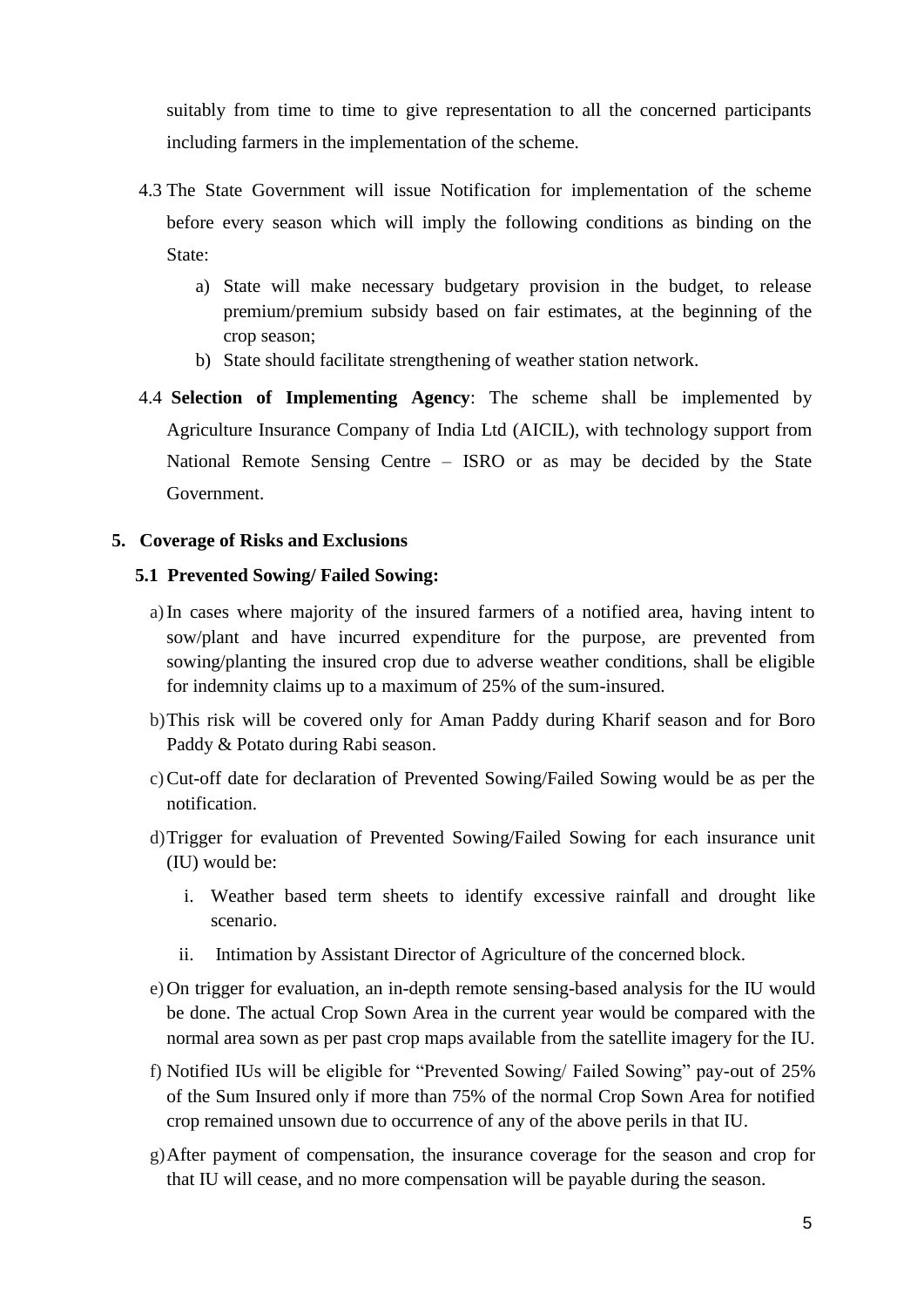suitably from time to time to give representation to all the concerned participants including farmers in the implementation of the scheme.

4.3 The State Government will issue Notification for implementation of the scheme before every season which will imply the following conditions as binding on the State:

  a) State will make necessary budgetary provision in the budget, to release premium/premium subsidy based on fair estimates, at the beginning of the crop season;
  b) State should facilitate strengthening of weather station network.

4.4 **Selection of Implementing Agency**: The scheme shall be implemented by Agriculture Insurance Company of India Ltd (AICIL), with technology support from National Remote Sensing Centre – ISRO or as may be decided by the State Government.

## 5. Coverage of Risks and Exclusions

### 5.1 Prevented Sowing/ Failed Sowing:

a) In cases where majority of the insured farmers of a notified area, having intent to sow/plant and have incurred expenditure for the purpose, are prevented from sowing/planting the insured crop due to adverse weather conditions, shall be eligible for indemnity claims up to a maximum of 25% of the sum-insured.

b) This risk will be covered only for Aman Paddy during Kharif season and for Boro Paddy & Potato during Rabi season.

c) Cut-off date for declaration of Prevented Sowing/Failed Sowing would be as per the notification.

d) Trigger for evaluation of Prevented Sowing/Failed Sowing for each insurance unit (IU) would be:

   i. Weather based term sheets to identify excessive rainfall and drought like scenario.

   ii. Intimation by Assistant Director of Agriculture of the concerned block.

e) On trigger for evaluation, an in-depth remote sensing-based analysis for the IU would be done. The actual Crop Sown Area in the current year would be compared with the normal area sown as per past crop maps available from the satellite imagery for the IU.

f) Notified IUs will be eligible for "Prevented Sowing/ Failed Sowing" pay-out of 25% of the Sum Insured only if more than 75% of the normal Crop Sown Area for notified crop remained unsown due to occurrence of any of the above perils in that IU.

g) After payment of compensation, the insurance coverage for the season and crop for that IU will cease, and no more compensation will be payable during the season.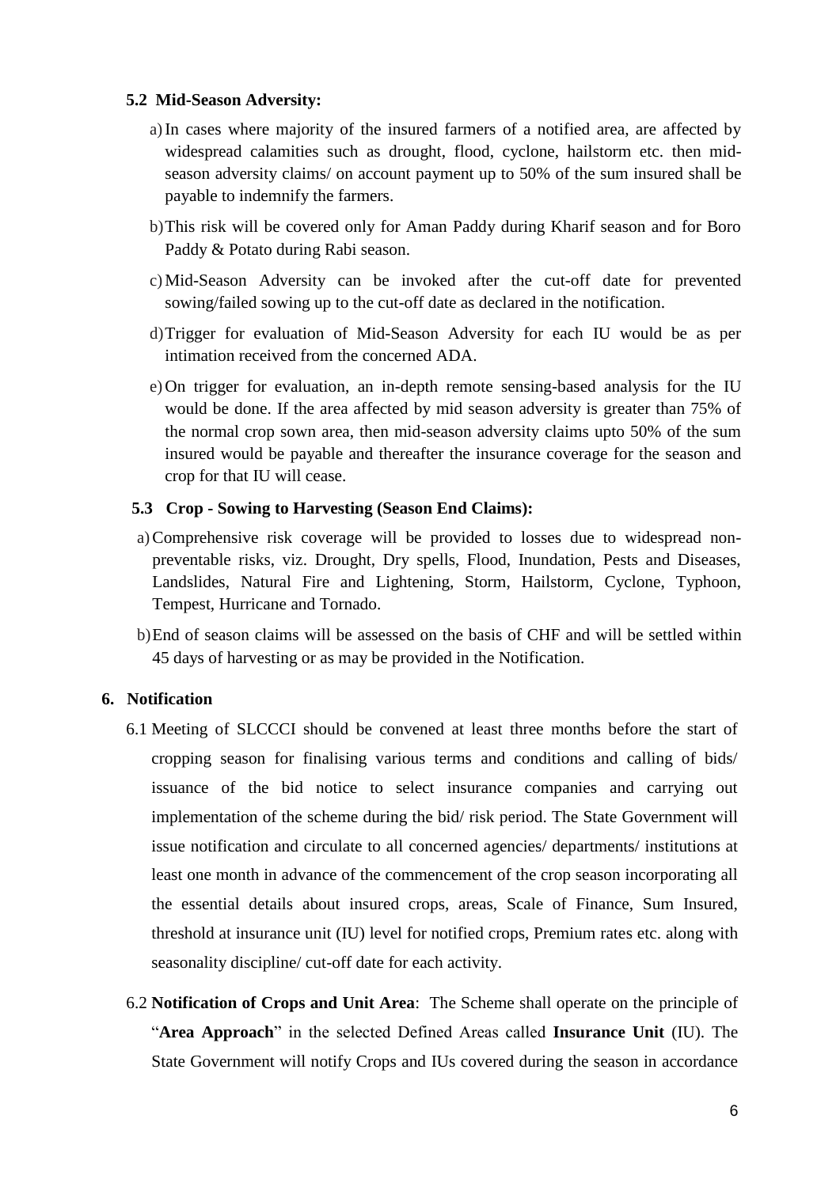### 5.2 Mid-Season Adversity:

a) In cases where majority of the insured farmers of a notified area, are affected by widespread calamities such as drought, flood, cyclone, hailstorm etc. then mid-season adversity claims/ on account payment up to 50% of the sum insured shall be payable to indemnify the farmers.

b) This risk will be covered only for Aman Paddy during Kharif season and for Boro Paddy & Potato during Rabi season.

c) Mid-Season Adversity can be invoked after the cut-off date for prevented sowing/failed sowing up to the cut-off date as declared in the notification.

d) Trigger for evaluation of Mid-Season Adversity for each IU would be as per intimation received from the concerned ADA.

e) On trigger for evaluation, an in-depth remote sensing-based analysis for the IU would be done. If the area affected by mid season adversity is greater than 75% of the normal crop sown area, then mid-season adversity claims upto 50% of the sum insured would be payable and thereafter the insurance coverage for the season and crop for that IU will cease.

### 5.3 Crop - Sowing to Harvesting (Season End Claims):

a) Comprehensive risk coverage will be provided to losses due to widespread non-preventable risks, viz. Drought, Dry spells, Flood, Inundation, Pests and Diseases, Landslides, Natural Fire and Lightening, Storm, Hailstorm, Cyclone, Typhoon, Tempest, Hurricane and Tornado.

b) End of season claims will be assessed on the basis of CHF and will be settled within 45 days of harvesting or as may be provided in the Notification.

## 6. Notification

6.1 Meeting of SLCCCI should be convened at least three months before the start of cropping season for finalising various terms and conditions and calling of bids/ issuance of the bid notice to select insurance companies and carrying out implementation of the scheme during the bid/ risk period. The State Government will issue notification and circulate to all concerned agencies/ departments/ institutions at least one month in advance of the commencement of the crop season incorporating all the essential details about insured crops, areas, Scale of Finance, Sum Insured, threshold at insurance unit (IU) level for notified crops, Premium rates etc. along with seasonality discipline/ cut-off date for each activity.

6.2 **Notification of Crops and Unit Area**: The Scheme shall operate on the principle of "**Area Approach**" in the selected Defined Areas called **Insurance Unit** (IU). The State Government will notify Crops and IUs covered during the season in accordance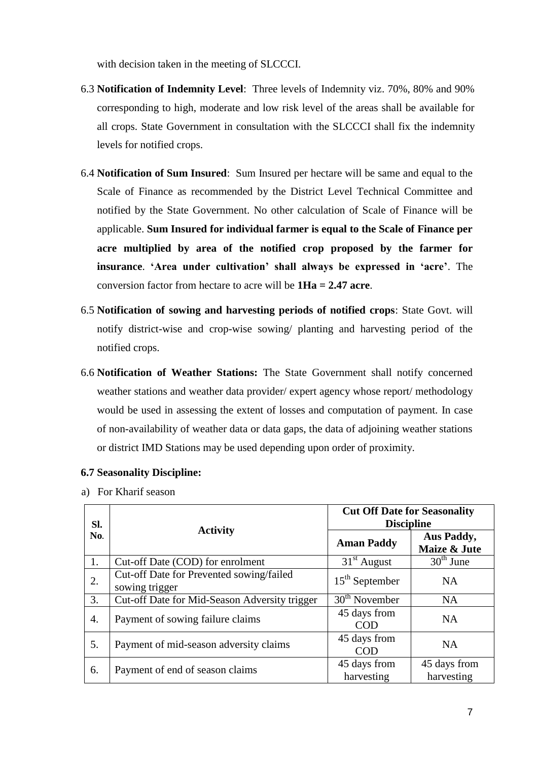with decision taken in the meeting of SLCCCI.

6.3 **Notification of Indemnity Level**: Three levels of Indemnity viz. 70%, 80% and 90% corresponding to high, moderate and low risk level of the areas shall be available for all crops. State Government in consultation with the SLCCCI shall fix the indemnity levels for notified crops.

6.4 **Notification of Sum Insured**: Sum Insured per hectare will be same and equal to the Scale of Finance as recommended by the District Level Technical Committee and notified by the State Government. No other calculation of Scale of Finance will be applicable. **Sum Insured for individual farmer is equal to the Scale of Finance per acre multiplied by area of the notified crop proposed by the farmer for insurance**. **'Area under cultivation' shall always be expressed in 'acre'**. The conversion factor from hectare to acre will be **1Ha = 2.47 acre**.

6.5 **Notification of sowing and harvesting periods of notified crops**: State Govt. will notify district-wise and crop-wise sowing/ planting and harvesting period of the notified crops.

6.6 **Notification of Weather Stations:** The State Government shall notify concerned weather stations and weather data provider/ expert agency whose report/ methodology would be used in assessing the extent of losses and computation of payment. In case of non-availability of weather data or data gaps, the data of adjoining weather stations or district IMD Stations may be used depending upon order of proximity.

**6.7 Seasonality Discipline:**

a) For Kharif season

| Sl. No. | Activity | Cut Off Date for Seasonality Discipline | |
|---|---|---|---|
| | | **Aman Paddy** | **Aus Paddy, Maize & Jute** |
| 1. | Cut-off Date (COD) for enrolment | 31st August | 30th June |
| 2. | Cut-off Date for Prevented sowing/failed sowing trigger | 15th September | NA |
| 3. | Cut-off Date for Mid-Season Adversity trigger | 30th November | NA |
| 4. | Payment of sowing failure claims | 45 days from COD | NA |
| 5. | Payment of mid-season adversity claims | 45 days from COD | NA |
| 6. | Payment of end of season claims | 45 days from harvesting | 45 days from harvesting |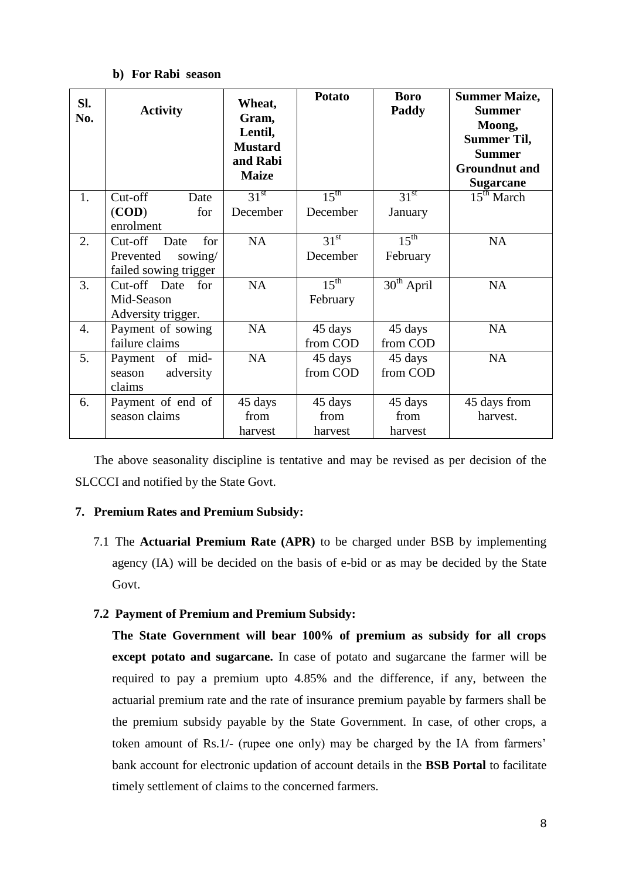**b) For Rabi season**

| Sl. No. | Activity | Wheat, Gram, Lentil, Mustard and Rabi Maize | Potato | Boro Paddy | Summer Maize, Summer Moong, Summer Til, Summer Groundnut and Sugarcane |
|---|---|---|---|---|---|
| 1. | Cut-off Date (**COD**) for enrolment | 31st December | 15th December | 31st January | 15th March |
| 2. | Cut-off Date for Prevented sowing/ failed sowing trigger | NA | 31st December | 15th February | NA |
| 3. | Cut-off Date for Mid-Season Adversity trigger. | NA | 15th February | 30th April | NA |
| 4. | Payment of sowing failure claims | NA | 45 days from COD | 45 days from COD | NA |
| 5. | Payment of mid-season adversity claims | NA | 45 days from COD | 45 days from COD | NA |
| 6. | Payment of end of season claims | 45 days from harvest | 45 days from harvest | 45 days from harvest | 45 days from harvest. |

The above seasonality discipline is tentative and may be revised as per decision of the SLCCCI and notified by the State Govt.

### 7. Premium Rates and Premium Subsidy:

7.1 The **Actuarial Premium Rate (APR)** to be charged under BSB by implementing agency (IA) will be decided on the basis of e-bid or as may be decided by the State Govt.

#### 7.2 Payment of Premium and Premium Subsidy:

**The State Government will bear 100% of premium as subsidy for all crops except potato and sugarcane.** In case of potato and sugarcane the farmer will be required to pay a premium upto 4.85% and the difference, if any, between the actuarial premium rate and the rate of insurance premium payable by farmers shall be the premium subsidy payable by the State Government. In case, of other crops, a token amount of Rs.1/- (rupee one only) may be charged by the IA from farmers' bank account for electronic updation of account details in the **BSB Portal** to facilitate timely settlement of claims to the concerned farmers.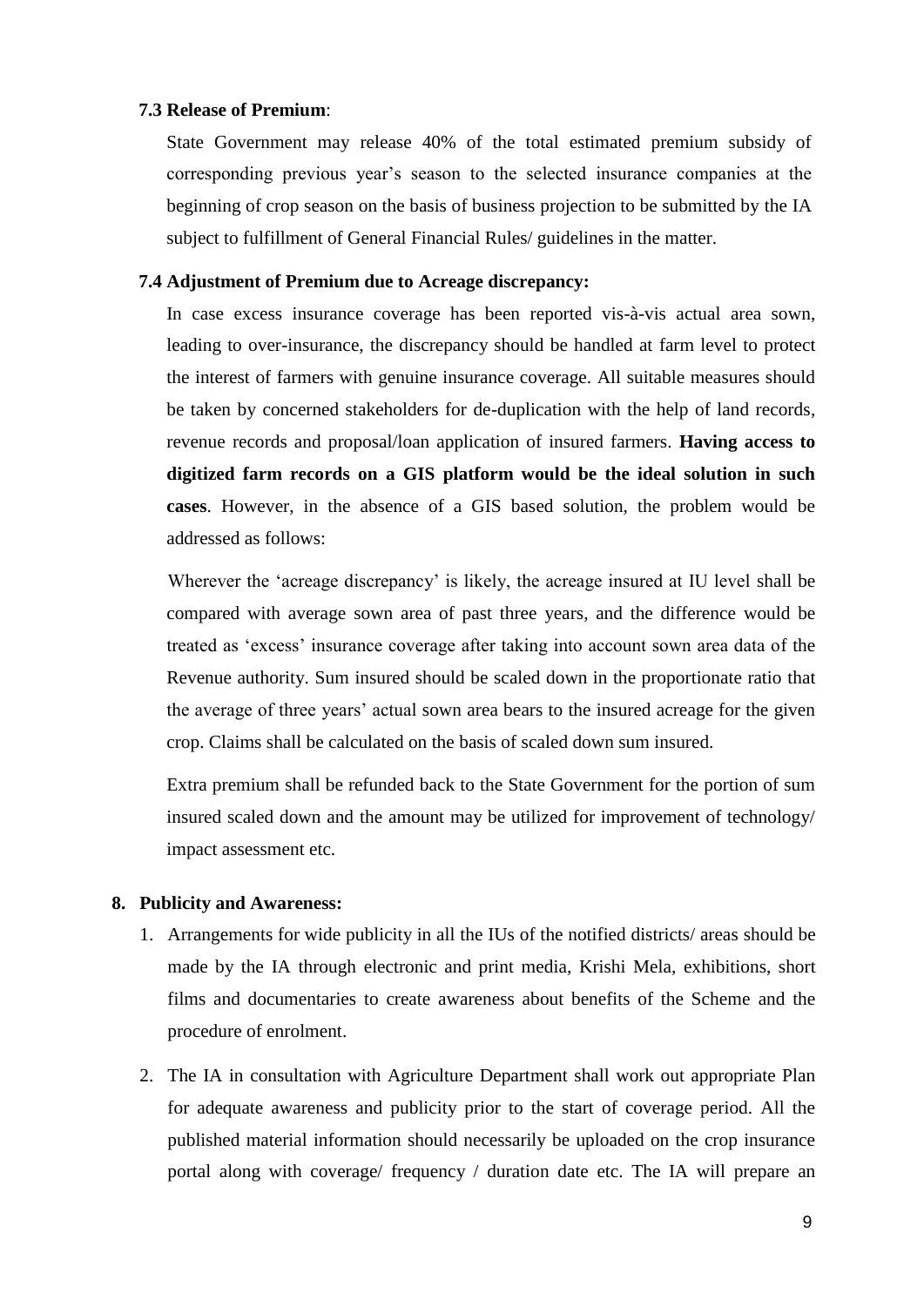### 7.3 Release of Premium:

State Government may release 40% of the total estimated premium subsidy of corresponding previous year's season to the selected insurance companies at the beginning of crop season on the basis of business projection to be submitted by the IA subject to fulfillment of General Financial Rules/ guidelines in the matter.

### 7.4 Adjustment of Premium due to Acreage discrepancy:

In case excess insurance coverage has been reported vis-à-vis actual area sown, leading to over-insurance, the discrepancy should be handled at farm level to protect the interest of farmers with genuine insurance coverage. All suitable measures should be taken by concerned stakeholders for de-duplication with the help of land records, revenue records and proposal/loan application of insured farmers. **Having access to digitized farm records on a GIS platform would be the ideal solution in such cases**. However, in the absence of a GIS based solution, the problem would be addressed as follows:

Wherever the 'acreage discrepancy' is likely, the acreage insured at IU level shall be compared with average sown area of past three years, and the difference would be treated as 'excess' insurance coverage after taking into account sown area data of the Revenue authority. Sum insured should be scaled down in the proportionate ratio that the average of three years' actual sown area bears to the insured acreage for the given crop. Claims shall be calculated on the basis of scaled down sum insured.

Extra premium shall be refunded back to the State Government for the portion of sum insured scaled down and the amount may be utilized for improvement of technology/ impact assessment etc.

## 8. Publicity and Awareness:

1. Arrangements for wide publicity in all the IUs of the notified districts/ areas should be made by the IA through electronic and print media, Krishi Mela, exhibitions, short films and documentaries to create awareness about benefits of the Scheme and the procedure of enrolment.
2. The IA in consultation with Agriculture Department shall work out appropriate Plan for adequate awareness and publicity prior to the start of coverage period. All the published material information should necessarily be uploaded on the crop insurance portal along with coverage/ frequency / duration date etc. The IA will prepare an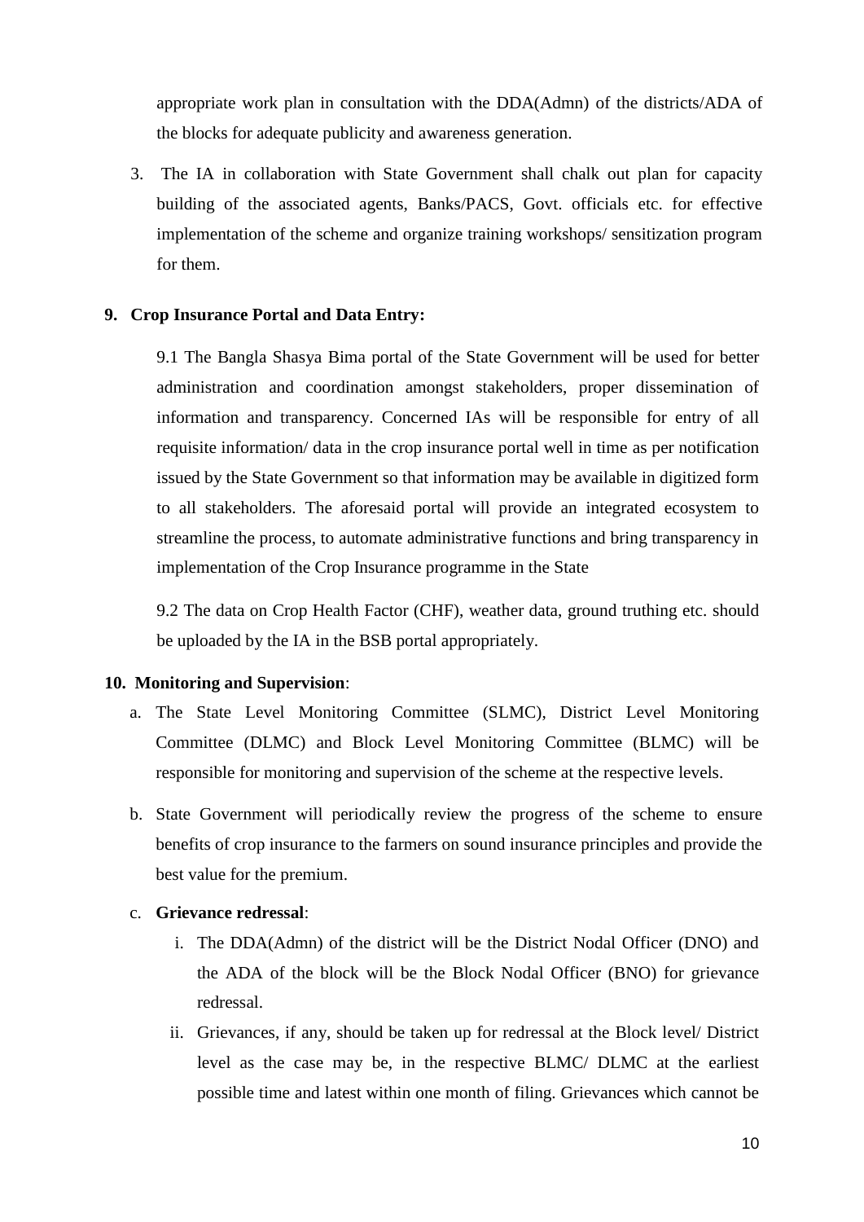appropriate work plan in consultation with the DDA(Admn) of the districts/ADA of the blocks for adequate publicity and awareness generation.

3. The IA in collaboration with State Government shall chalk out plan for capacity building of the associated agents, Banks/PACS, Govt. officials etc. for effective implementation of the scheme and organize training workshops/ sensitization program for them.

## 9. Crop Insurance Portal and Data Entry:

9.1 The Bangla Shasya Bima portal of the State Government will be used for better administration and coordination amongst stakeholders, proper dissemination of information and transparency. Concerned IAs will be responsible for entry of all requisite information/ data in the crop insurance portal well in time as per notification issued by the State Government so that information may be available in digitized form to all stakeholders. The aforesaid portal will provide an integrated ecosystem to streamline the process, to automate administrative functions and bring transparency in implementation of the Crop Insurance programme in the State

9.2 The data on Crop Health Factor (CHF), weather data, ground truthing etc. should be uploaded by the IA in the BSB portal appropriately.

## 10. Monitoring and Supervision:

a. The State Level Monitoring Committee (SLMC), District Level Monitoring Committee (DLMC) and Block Level Monitoring Committee (BLMC) will be responsible for monitoring and supervision of the scheme at the respective levels.

b. State Government will periodically review the progress of the scheme to ensure benefits of crop insurance to the farmers on sound insurance principles and provide the best value for the premium.

c. **Grievance redressal**:

   i. The DDA(Admn) of the district will be the District Nodal Officer (DNO) and the ADA of the block will be the Block Nodal Officer (BNO) for grievance redressal.

   ii. Grievances, if any, should be taken up for redressal at the Block level/ District level as the case may be, in the respective BLMC/ DLMC at the earliest possible time and latest within one month of filing. Grievances which cannot be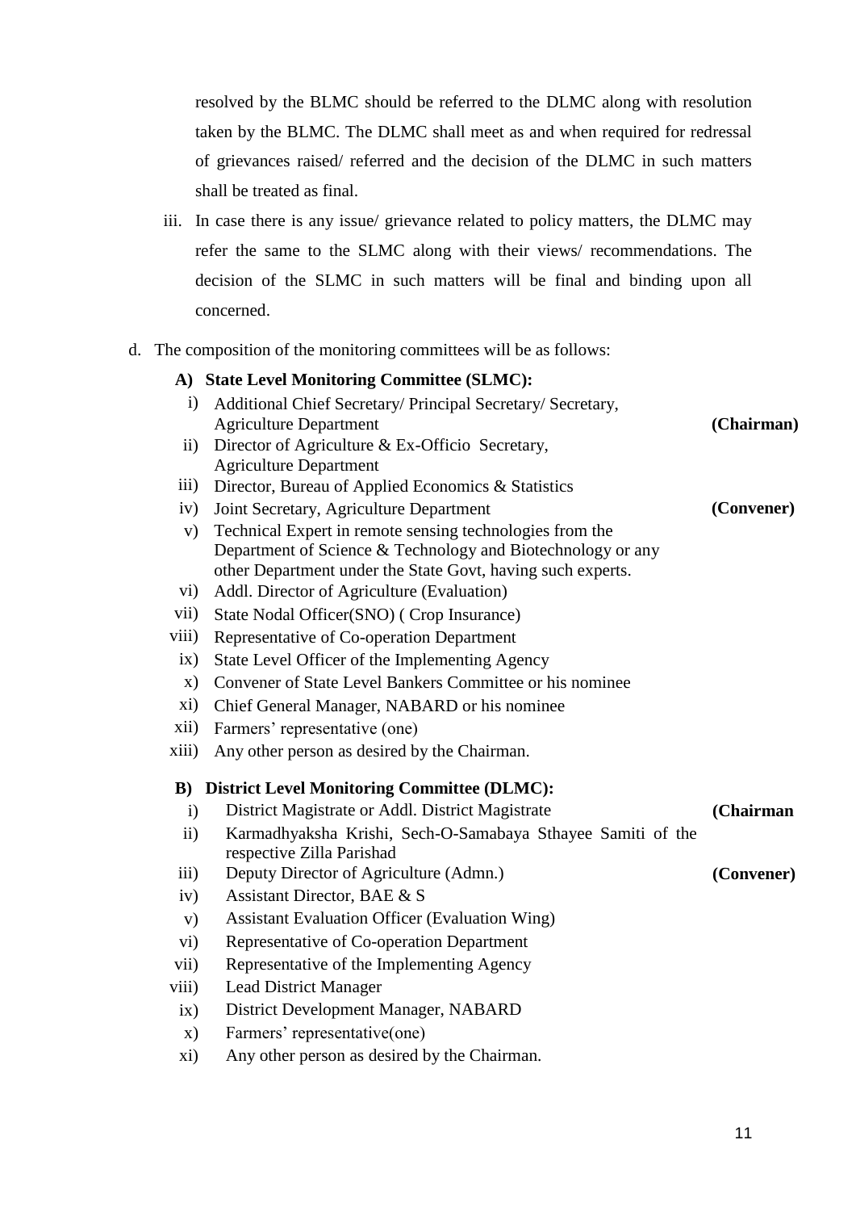resolved by the BLMC should be referred to the DLMC along with resolution taken by the BLMC. The DLMC shall meet as and when required for redressal of grievances raised/ referred and the decision of the DLMC in such matters shall be treated as final.

iii. In case there is any issue/ grievance related to policy matters, the DLMC may refer the same to the SLMC along with their views/ recommendations. The decision of the SLMC in such matters will be final and binding upon all concerned.

d. The composition of the monitoring committees will be as follows:

**A) State Level Monitoring Committee (SLMC):**

i) Additional Chief Secretary/ Principal Secretary/ Secretary, Agriculture Department **(Chairman)**
ii) Director of Agriculture & Ex-Officio Secretary, Agriculture Department
iii) Director, Bureau of Applied Economics & Statistics
iv) Joint Secretary, Agriculture Department **(Convener)**
v) Technical Expert in remote sensing technologies from the Department of Science & Technology and Biotechnology or any other Department under the State Govt, having such experts.
vi) Addl. Director of Agriculture (Evaluation)
vii) State Nodal Officer(SNO) ( Crop Insurance)
viii) Representative of Co-operation Department
ix) State Level Officer of the Implementing Agency
x) Convener of State Level Bankers Committee or his nominee
xi) Chief General Manager, NABARD or his nominee
xii) Farmers' representative (one)
xiii) Any other person as desired by the Chairman.

**B) District Level Monitoring Committee (DLMC):**

i) District Magistrate or Addl. District Magistrate **(Chairman**
ii) Karmadhyaksha Krishi, Sech-O-Samabaya Sthayee Samiti of the respective Zilla Parishad
iii) Deputy Director of Agriculture (Admn.) **(Convener)**
iv) Assistant Director, BAE & S
v) Assistant Evaluation Officer (Evaluation Wing)
vi) Representative of Co-operation Department
vii) Representative of the Implementing Agency
viii) Lead District Manager
ix) District Development Manager, NABARD
x) Farmers' representative(one)
xi) Any other person as desired by the Chairman.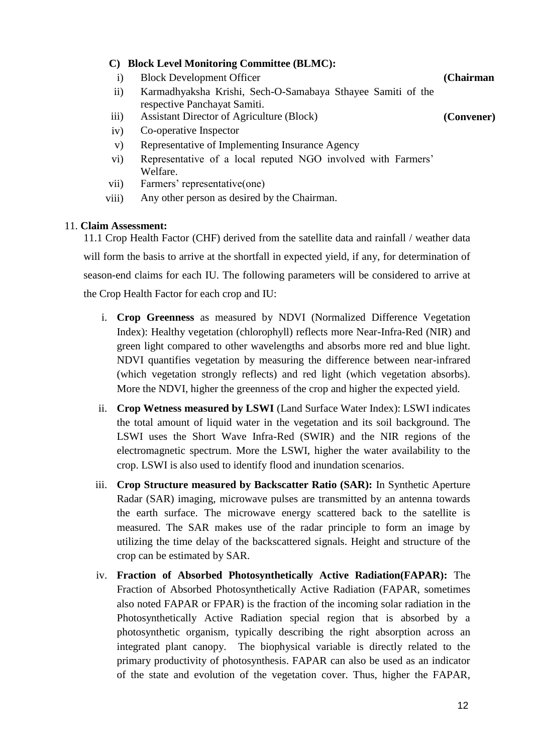**C) Block Level Monitoring Committee (BLMC):**

i) Block Development Officer **(Chairman**

ii) Karmadhyaksha Krishi, Sech-O-Samabaya Sthayee Samiti of the respective Panchayat Samiti.

iii) Assistant Director of Agriculture (Block) **(Convener)**

iv) Co-operative Inspector

v) Representative of Implementing Insurance Agency

vi) Representative of a local reputed NGO involved with Farmers' Welfare.

vii) Farmers' representative(one)

viii) Any other person as desired by the Chairman.

11. **Claim Assessment:**

11.1 Crop Health Factor (CHF) derived from the satellite data and rainfall / weather data will form the basis to arrive at the shortfall in expected yield, if any, for determination of season-end claims for each IU. The following parameters will be considered to arrive at the Crop Health Factor for each crop and IU:

i. **Crop Greenness** as measured by NDVI (Normalized Difference Vegetation Index): Healthy vegetation (chlorophyll) reflects more Near-Infra-Red (NIR) and green light compared to other wavelengths and absorbs more red and blue light. NDVI quantifies vegetation by measuring the difference between near-infrared (which vegetation strongly reflects) and red light (which vegetation absorbs). More the NDVI, higher the greenness of the crop and higher the expected yield.

ii. **Crop Wetness measured by LSWI** (Land Surface Water Index): LSWI indicates the total amount of liquid water in the vegetation and its soil background. The LSWI uses the Short Wave Infra-Red (SWIR) and the NIR regions of the electromagnetic spectrum. More the LSWI, higher the water availability to the crop. LSWI is also used to identify flood and inundation scenarios.

iii. **Crop Structure measured by Backscatter Ratio (SAR):** In Synthetic Aperture Radar (SAR) imaging, microwave pulses are transmitted by an antenna towards the earth surface. The microwave energy scattered back to the satellite is measured. The SAR makes use of the radar principle to form an image by utilizing the time delay of the backscattered signals. Height and structure of the crop can be estimated by SAR.

iv. **Fraction of Absorbed Photosynthetically Active Radiation(FAPAR):** The Fraction of Absorbed Photosynthetically Active Radiation (FAPAR, sometimes also noted FAPAR or FPAR) is the fraction of the incoming solar radiation in the Photosynthetically Active Radiation special region that is absorbed by a photosynthetic organism, typically describing the right absorption across an integrated plant canopy. The biophysical variable is directly related to the primary productivity of photosynthesis. FAPAR can also be used as an indicator of the state and evolution of the vegetation cover. Thus, higher the FAPAR,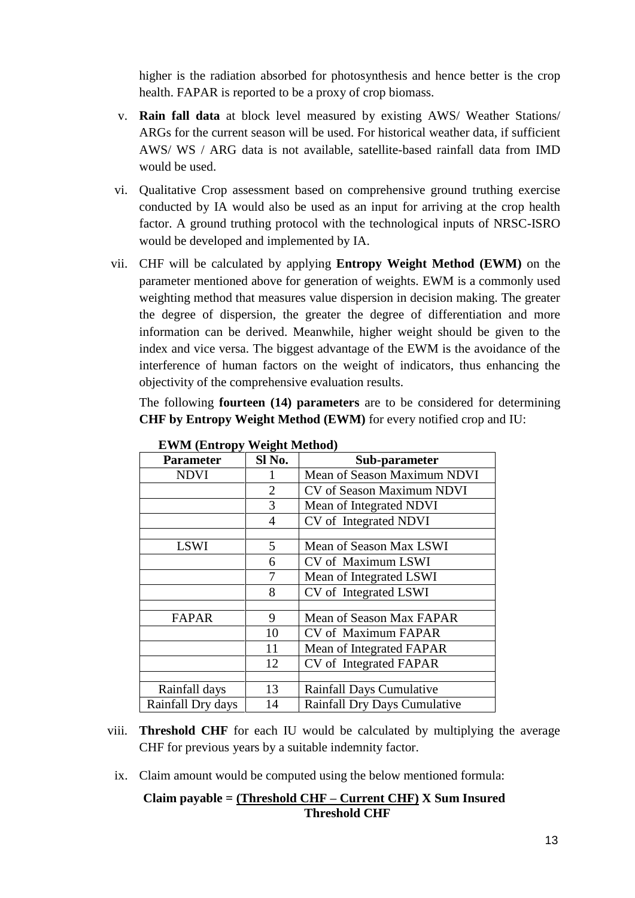higher is the radiation absorbed for photosynthesis and hence better is the crop health. FAPAR is reported to be a proxy of crop biomass.

v. **Rain fall data** at block level measured by existing AWS/ Weather Stations/ ARGs for the current season will be used. For historical weather data, if sufficient AWS/ WS / ARG data is not available, satellite-based rainfall data from IMD would be used.

vi. Qualitative Crop assessment based on comprehensive ground truthing exercise conducted by IA would also be used as an input for arriving at the crop health factor. A ground truthing protocol with the technological inputs of NRSC-ISRO would be developed and implemented by IA.

vii. CHF will be calculated by applying **Entropy Weight Method (EWM)** on the parameter mentioned above for generation of weights. EWM is a commonly used weighting method that measures value dispersion in decision making. The greater the degree of dispersion, the greater the degree of differentiation and more information can be derived. Meanwhile, higher weight should be given to the index and vice versa. The biggest advantage of the EWM is the avoidance of the interference of human factors on the weight of indicators, thus enhancing the objectivity of the comprehensive evaluation results.

The following **fourteen (14) parameters** are to be considered for determining **CHF by Entropy Weight Method (EWM)** for every notified crop and IU:

**EWM (Entropy Weight Method)**

| Parameter | Sl No. | Sub-parameter |
|---|---|---|
| NDVI | 1 | Mean of Season Maximum NDVI |
| | 2 | CV of Season Maximum NDVI |
| | 3 | Mean of Integrated NDVI |
| | 4 | CV of Integrated NDVI |
| | | |
| LSWI | 5 | Mean of Season Max LSWI |
| | 6 | CV of Maximum LSWI |
| | 7 | Mean of Integrated LSWI |
| | 8 | CV of Integrated LSWI |
| | | |
| FAPAR | 9 | Mean of Season Max FAPAR |
| | 10 | CV of Maximum FAPAR |
| | 11 | Mean of Integrated FAPAR |
| | 12 | CV of Integrated FAPAR |
| | | |
| Rainfall days | 13 | Rainfall Days Cumulative |
| Rainfall Dry days | 14 | Rainfall Dry Days Cumulative |

viii. **Threshold CHF** for each IU would be calculated by multiplying the average CHF for previous years by a suitable indemnity factor.

ix. Claim amount would be computed using the below mentioned formula:

$$\textbf{Claim payable} = \frac{\textbf{(Threshold CHF – Current CHF)}}{\textbf{Threshold CHF}} \times \textbf{Sum Insured}$$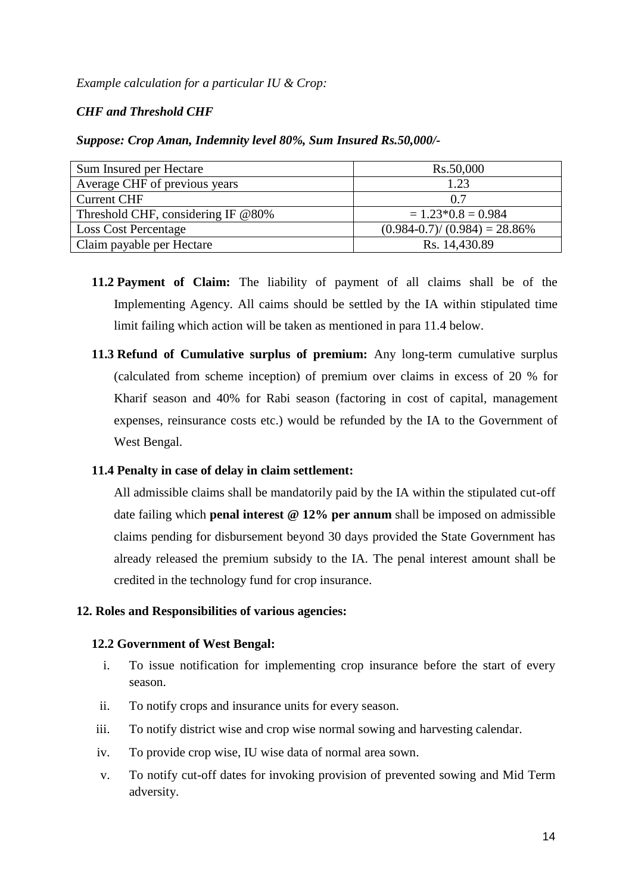*Example calculation for a particular IU & Crop:*

***CHF and Threshold CHF***

***Suppose: Crop Aman, Indemnity level 80%, Sum Insured Rs.50,000/-***

| Sum Insured per Hectare | Rs.50,000 |
|---|---|
| Average CHF of previous years | 1.23 |
| Current CHF | 0.7 |
| Threshold CHF, considering IF @80% | $= 1.23*0.8 = 0.984$ |
| Loss Cost Percentage | $(0.984-0.7)/ (0.984) = 28.86\%$ |
| Claim payable per Hectare | Rs. 14,430.89 |

**11.2 Payment of Claim:** The liability of payment of all claims shall be of the Implementing Agency. All caims should be settled by the IA within stipulated time limit failing which action will be taken as mentioned in para 11.4 below.

**11.3 Refund of Cumulative surplus of premium:** Any long-term cumulative surplus (calculated from scheme inception) of premium over claims in excess of 20 % for Kharif season and 40% for Rabi season (factoring in cost of capital, management expenses, reinsurance costs etc.) would be refunded by the IA to the Government of West Bengal.

**11.4 Penalty in case of delay in claim settlement:**

All admissible claims shall be mandatorily paid by the IA within the stipulated cut-off date failing which **penal interest @ 12% per annum** shall be imposed on admissible claims pending for disbursement beyond 30 days provided the State Government has already released the premium subsidy to the IA. The penal interest amount shall be credited in the technology fund for crop insurance.

**12. Roles and Responsibilities of various agencies:**

**12.2 Government of West Bengal:**

i. To issue notification for implementing crop insurance before the start of every season.

ii. To notify crops and insurance units for every season.

iii. To notify district wise and crop wise normal sowing and harvesting calendar.

iv. To provide crop wise, IU wise data of normal area sown.

v. To notify cut-off dates for invoking provision of prevented sowing and Mid Term adversity.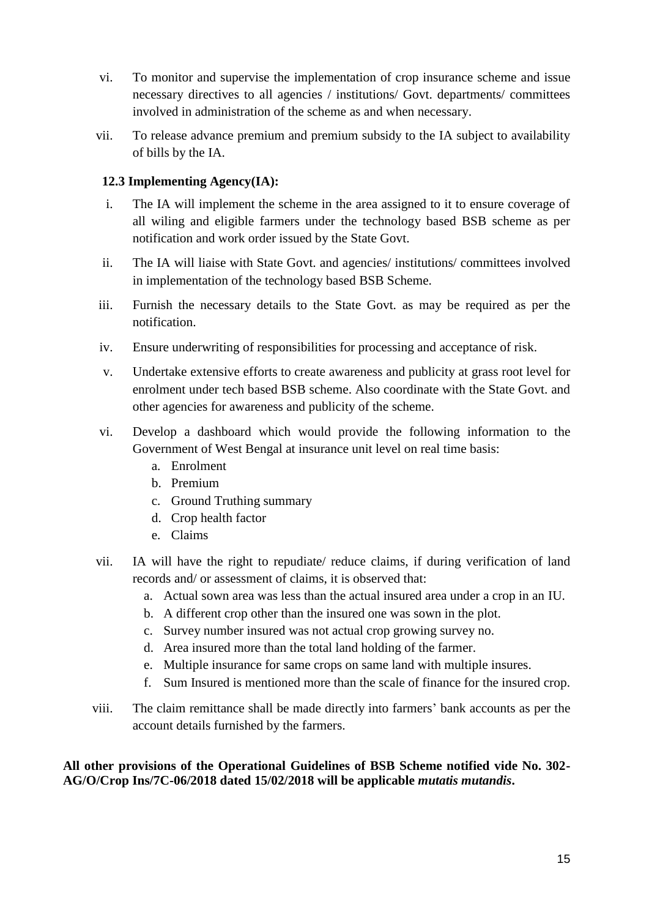vi. To monitor and supervise the implementation of crop insurance scheme and issue necessary directives to all agencies / institutions/ Govt. departments/ committees involved in administration of the scheme as and when necessary.

vii. To release advance premium and premium subsidy to the IA subject to availability of bills by the IA.

### 12.3 Implementing Agency(IA):

i. The IA will implement the scheme in the area assigned to it to ensure coverage of all wiling and eligible farmers under the technology based BSB scheme as per notification and work order issued by the State Govt.

ii. The IA will liaise with State Govt. and agencies/ institutions/ committees involved in implementation of the technology based BSB Scheme.

iii. Furnish the necessary details to the State Govt. as may be required as per the notification.

iv. Ensure underwriting of responsibilities for processing and acceptance of risk.

v. Undertake extensive efforts to create awareness and publicity at grass root level for enrolment under tech based BSB scheme. Also coordinate with the State Govt. and other agencies for awareness and publicity of the scheme.

vi. Develop a dashboard which would provide the following information to the Government of West Bengal at insurance unit level on real time basis:
   a. Enrolment
   b. Premium
   c. Ground Truthing summary
   d. Crop health factor
   e. Claims

vii. IA will have the right to repudiate/ reduce claims, if during verification of land records and/ or assessment of claims, it is observed that:
   a. Actual sown area was less than the actual insured area under a crop in an IU.
   b. A different crop other than the insured one was sown in the plot.
   c. Survey number insured was not actual crop growing survey no.
   d. Area insured more than the total land holding of the farmer.
   e. Multiple insurance for same crops on same land with multiple insures.
   f. Sum Insured is mentioned more than the scale of finance for the insured crop.

viii. The claim remittance shall be made directly into farmers' bank accounts as per the account details furnished by the farmers.

**All other provisions of the Operational Guidelines of BSB Scheme notified vide No. 302-AG/O/Crop Ins/7C-06/2018 dated 15/02/2018 will be applicable *mutatis mutandis*.**